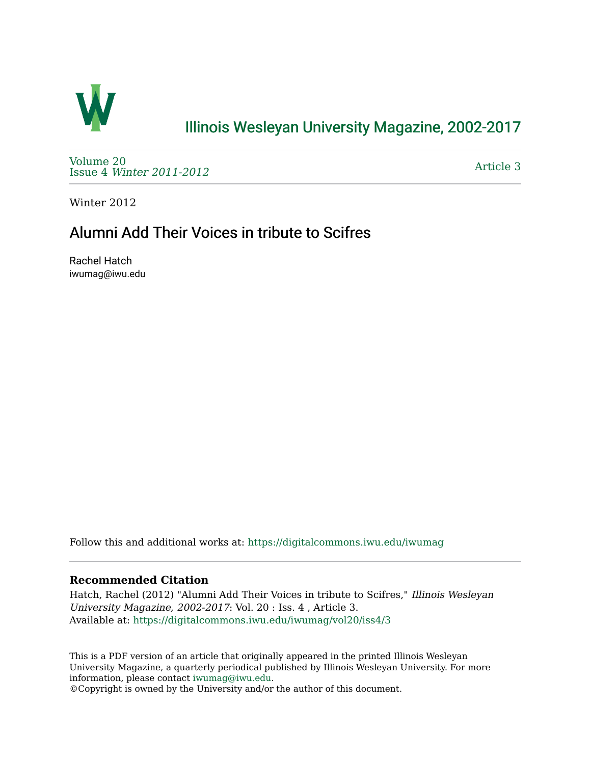Illinois Wesleyan University Magazine, 2002-2017

Volume 20
Issue 4 *Winter 2011-2012*

Article 3

Winter 2012

# Alumni Add Their Voices in tribute to Scifres

Rachel Hatch
iwumag@iwu.edu

Follow this and additional works at: https://digitalcommons.iwu.edu/iwumag

### Recommended Citation

Hatch, Rachel (2012) "Alumni Add Their Voices in tribute to Scifres," *Illinois Wesleyan University Magazine, 2002-2017*: Vol. 20 : Iss. 4 , Article 3.
Available at: https://digitalcommons.iwu.edu/iwumag/vol20/iss4/3

This is a PDF version of an article that originally appeared in the printed Illinois Wesleyan University Magazine, a quarterly periodical published by Illinois Wesleyan University. For more information, please contact iwumag@iwu.edu.
©Copyright is owned by the University and/or the author of this document.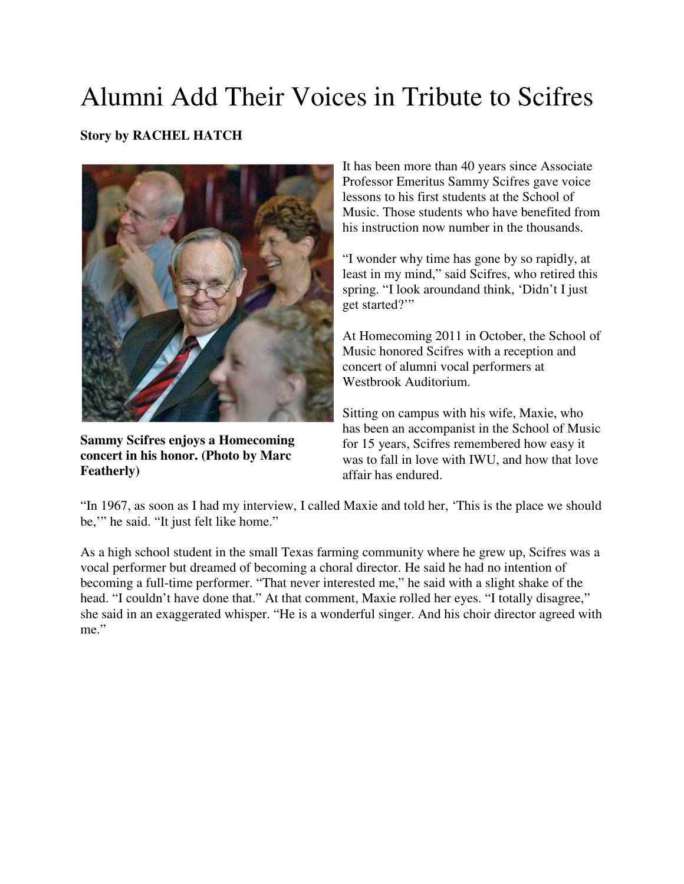# Alumni Add Their Voices in Tribute to Scifres

**Story by RACHEL HATCH**

**Sammy Scifres enjoys a Homecoming concert in his honor. (Photo by Marc Featherly)**

It has been more than 40 years since Associate Professor Emeritus Sammy Scifres gave voice lessons to his first students at the School of Music. Those students who have benefited from his instruction now number in the thousands.

"I wonder why time has gone by so rapidly, at least in my mind," said Scifres, who retired this spring. "I look aroundand think, 'Didn't I just get started?'"

At Homecoming 2011 in October, the School of Music honored Scifres with a reception and concert of alumni vocal performers at Westbrook Auditorium.

Sitting on campus with his wife, Maxie, who has been an accompanist in the School of Music for 15 years, Scifres remembered how easy it was to fall in love with IWU, and how that love affair has endured.

"In 1967, as soon as I had my interview, I called Maxie and told her, 'This is the place we should be,'" he said. "It just felt like home."

As a high school student in the small Texas farming community where he grew up, Scifres was a vocal performer but dreamed of becoming a choral director. He said he had no intention of becoming a full-time performer. "That never interested me," he said with a slight shake of the head. "I couldn't have done that." At that comment, Maxie rolled her eyes. "I totally disagree," she said in an exaggerated whisper. "He is a wonderful singer. And his choir director agreed with me."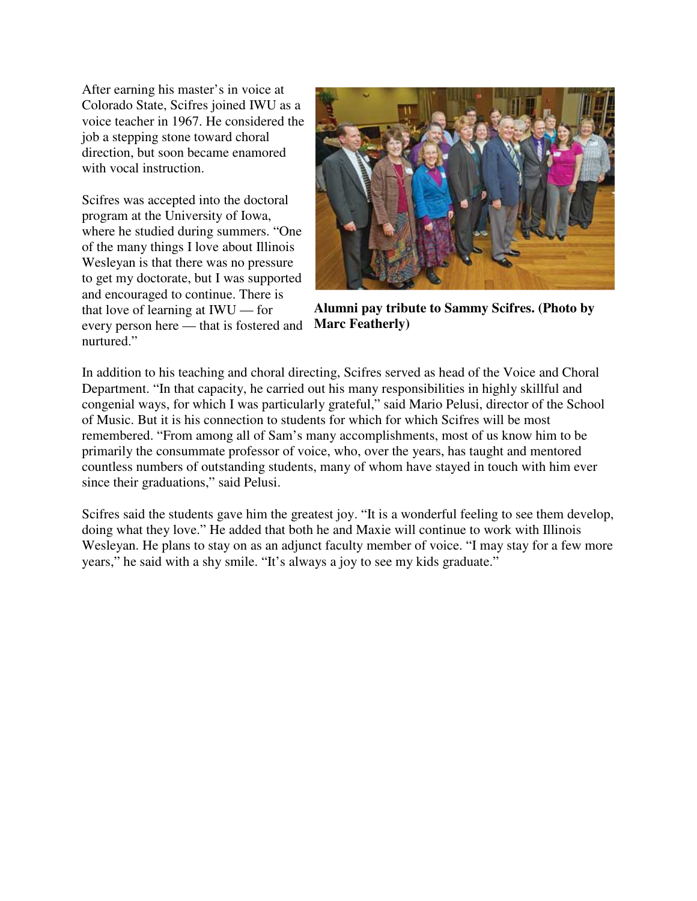After earning his master's in voice at Colorado State, Scifres joined IWU as a voice teacher in 1967. He considered the job a stepping stone toward choral direction, but soon became enamored with vocal instruction.

Scifres was accepted into the doctoral program at the University of Iowa, where he studied during summers. "One of the many things I love about Illinois Wesleyan is that there was no pressure to get my doctorate, but I was supported and encouraged to continue. There is that love of learning at IWU — for every person here — that is fostered and nurtured."

**Alumni pay tribute to Sammy Scifres. (Photo by Marc Featherly)**

In addition to his teaching and choral directing, Scifres served as head of the Voice and Choral Department. "In that capacity, he carried out his many responsibilities in highly skillful and congenial ways, for which I was particularly grateful," said Mario Pelusi, director of the School of Music. But it is his connection to students for which for which Scifres will be most remembered. "From among all of Sam's many accomplishments, most of us know him to be primarily the consummate professor of voice, who, over the years, has taught and mentored countless numbers of outstanding students, many of whom have stayed in touch with him ever since their graduations," said Pelusi.

Scifres said the students gave him the greatest joy. "It is a wonderful feeling to see them develop, doing what they love." He added that both he and Maxie will continue to work with Illinois Wesleyan. He plans to stay on as an adjunct faculty member of voice. "I may stay for a few more years," he said with a shy smile. "It's always a joy to see my kids graduate."